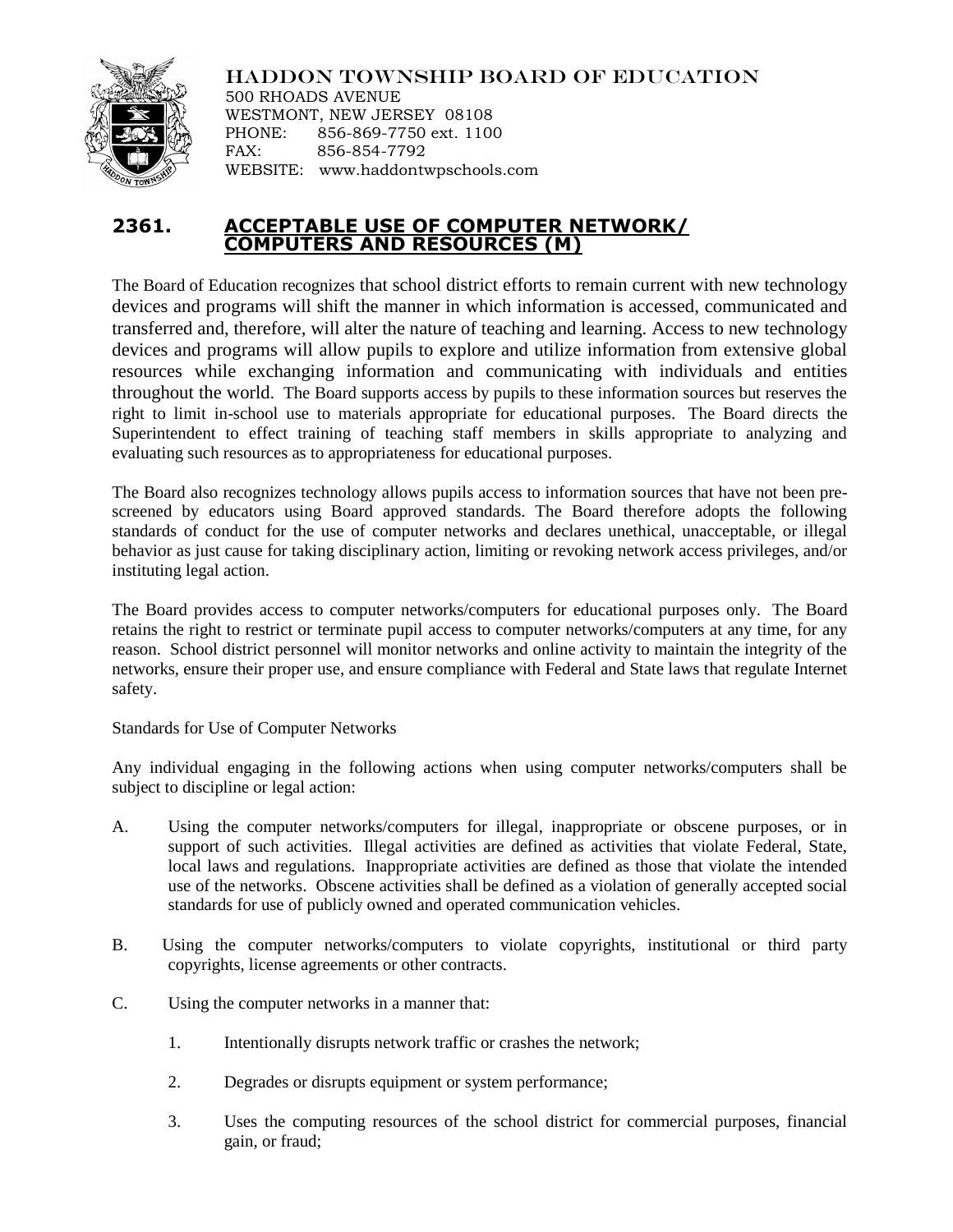HADDON TOWNSHIP BOARD OF EDUCATION
500 RHOADS AVENUE
WESTMONT, NEW JERSEY 08108
PHONE: 856-869-7750 ext. 1100
FAX: 856-854-7792
WEBSITE: www.haddontwpschools.com

# 2361. ACCEPTABLE USE OF COMPUTER NETWORK/ COMPUTERS AND RESOURCES (M)

The Board of Education recognizes that school district efforts to remain current with new technology devices and programs will shift the manner in which information is accessed, communicated and transferred and, therefore, will alter the nature of teaching and learning. Access to new technology devices and programs will allow pupils to explore and utilize information from extensive global resources while exchanging information and communicating with individuals and entities throughout the world. The Board supports access by pupils to these information sources but reserves the right to limit in-school use to materials appropriate for educational purposes. The Board directs the Superintendent to effect training of teaching staff members in skills appropriate to analyzing and evaluating such resources as to appropriateness for educational purposes.

The Board also recognizes technology allows pupils access to information sources that have not been pre-screened by educators using Board approved standards. The Board therefore adopts the following standards of conduct for the use of computer networks and declares unethical, unacceptable, or illegal behavior as just cause for taking disciplinary action, limiting or revoking network access privileges, and/or instituting legal action.

The Board provides access to computer networks/computers for educational purposes only. The Board retains the right to restrict or terminate pupil access to computer networks/computers at any time, for any reason. School district personnel will monitor networks and online activity to maintain the integrity of the networks, ensure their proper use, and ensure compliance with Federal and State laws that regulate Internet safety.

Standards for Use of Computer Networks

Any individual engaging in the following actions when using computer networks/computers shall be subject to discipline or legal action:

A. Using the computer networks/computers for illegal, inappropriate or obscene purposes, or in support of such activities. Illegal activities are defined as activities that violate Federal, State, local laws and regulations. Inappropriate activities are defined as those that violate the intended use of the networks. Obscene activities shall be defined as a violation of generally accepted social standards for use of publicly owned and operated communication vehicles.

B. Using the computer networks/computers to violate copyrights, institutional or third party copyrights, license agreements or other contracts.

C. Using the computer networks in a manner that:

1. Intentionally disrupts network traffic or crashes the network;

2. Degrades or disrupts equipment or system performance;

3. Uses the computing resources of the school district for commercial purposes, financial gain, or fraud;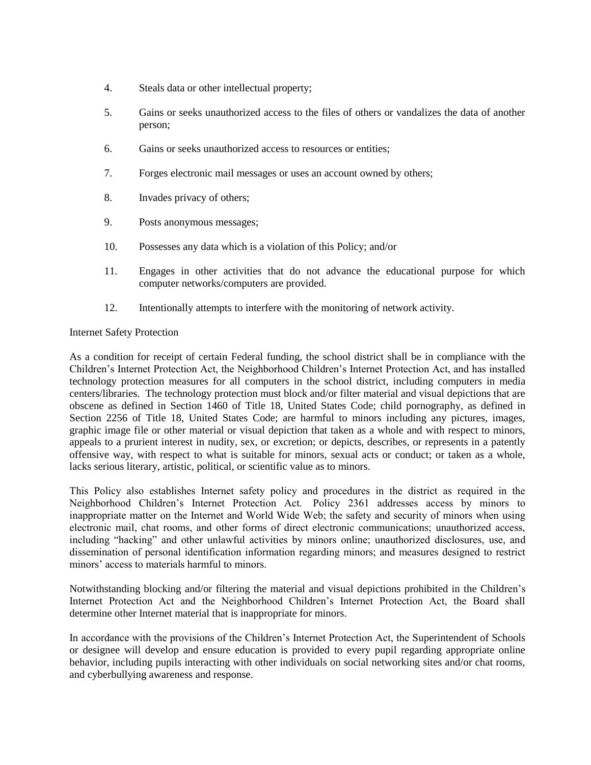4. Steals data or other intellectual property;

5. Gains or seeks unauthorized access to the files of others or vandalizes the data of another person;

6. Gains or seeks unauthorized access to resources or entities;

7. Forges electronic mail messages or uses an account owned by others;

8. Invades privacy of others;

9. Posts anonymous messages;

10. Possesses any data which is a violation of this Policy; and/or

11. Engages in other activities that do not advance the educational purpose for which computer networks/computers are provided.

12. Intentionally attempts to interfere with the monitoring of network activity.

Internet Safety Protection

As a condition for receipt of certain Federal funding, the school district shall be in compliance with the Children's Internet Protection Act, the Neighborhood Children's Internet Protection Act, and has installed technology protection measures for all computers in the school district, including computers in media centers/libraries. The technology protection must block and/or filter material and visual depictions that are obscene as defined in Section 1460 of Title 18, United States Code; child pornography, as defined in Section 2256 of Title 18, United States Code; are harmful to minors including any pictures, images, graphic image file or other material or visual depiction that taken as a whole and with respect to minors, appeals to a prurient interest in nudity, sex, or excretion; or depicts, describes, or represents in a patently offensive way, with respect to what is suitable for minors, sexual acts or conduct; or taken as a whole, lacks serious literary, artistic, political, or scientific value as to minors.

This Policy also establishes Internet safety policy and procedures in the district as required in the Neighborhood Children's Internet Protection Act. Policy 2361 addresses access by minors to inappropriate matter on the Internet and World Wide Web; the safety and security of minors when using electronic mail, chat rooms, and other forms of direct electronic communications; unauthorized access, including "hacking" and other unlawful activities by minors online; unauthorized disclosures, use, and dissemination of personal identification information regarding minors; and measures designed to restrict minors' access to materials harmful to minors.

Notwithstanding blocking and/or filtering the material and visual depictions prohibited in the Children's Internet Protection Act and the Neighborhood Children's Internet Protection Act, the Board shall determine other Internet material that is inappropriate for minors.

In accordance with the provisions of the Children's Internet Protection Act, the Superintendent of Schools or designee will develop and ensure education is provided to every pupil regarding appropriate online behavior, including pupils interacting with other individuals on social networking sites and/or chat rooms, and cyberbullying awareness and response.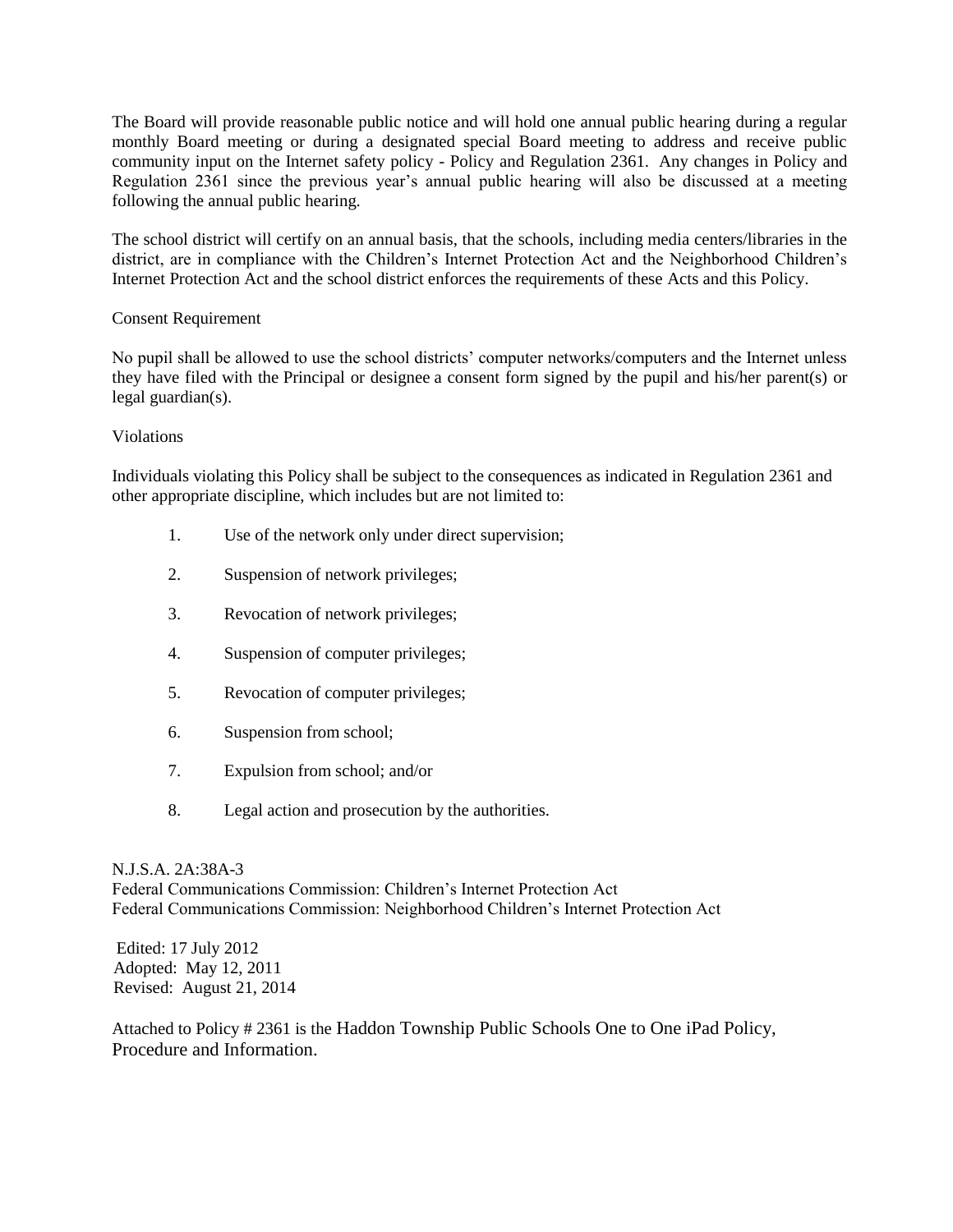The Board will provide reasonable public notice and will hold one annual public hearing during a regular monthly Board meeting or during a designated special Board meeting to address and receive public community input on the Internet safety policy - Policy and Regulation 2361. Any changes in Policy and Regulation 2361 since the previous year's annual public hearing will also be discussed at a meeting following the annual public hearing.

The school district will certify on an annual basis, that the schools, including media centers/libraries in the district, are in compliance with the Children's Internet Protection Act and the Neighborhood Children's Internet Protection Act and the school district enforces the requirements of these Acts and this Policy.

Consent Requirement

No pupil shall be allowed to use the school districts' computer networks/computers and the Internet unless they have filed with the Principal or designee a consent form signed by the pupil and his/her parent(s) or legal guardian(s).

Violations

Individuals violating this Policy shall be subject to the consequences as indicated in Regulation 2361 and other appropriate discipline, which includes but are not limited to:

1. Use of the network only under direct supervision;
2. Suspension of network privileges;
3. Revocation of network privileges;
4. Suspension of computer privileges;
5. Revocation of computer privileges;
6. Suspension from school;
7. Expulsion from school; and/or
8. Legal action and prosecution by the authorities.

N.J.S.A. 2A:38A-3
Federal Communications Commission: Children's Internet Protection Act
Federal Communications Commission: Neighborhood Children's Internet Protection Act

Edited: 17 July 2012
Adopted: May 12, 2011
Revised: August 21, 2014

Attached to Policy # 2361 is the Haddon Township Public Schools One to One iPad Policy, Procedure and Information.